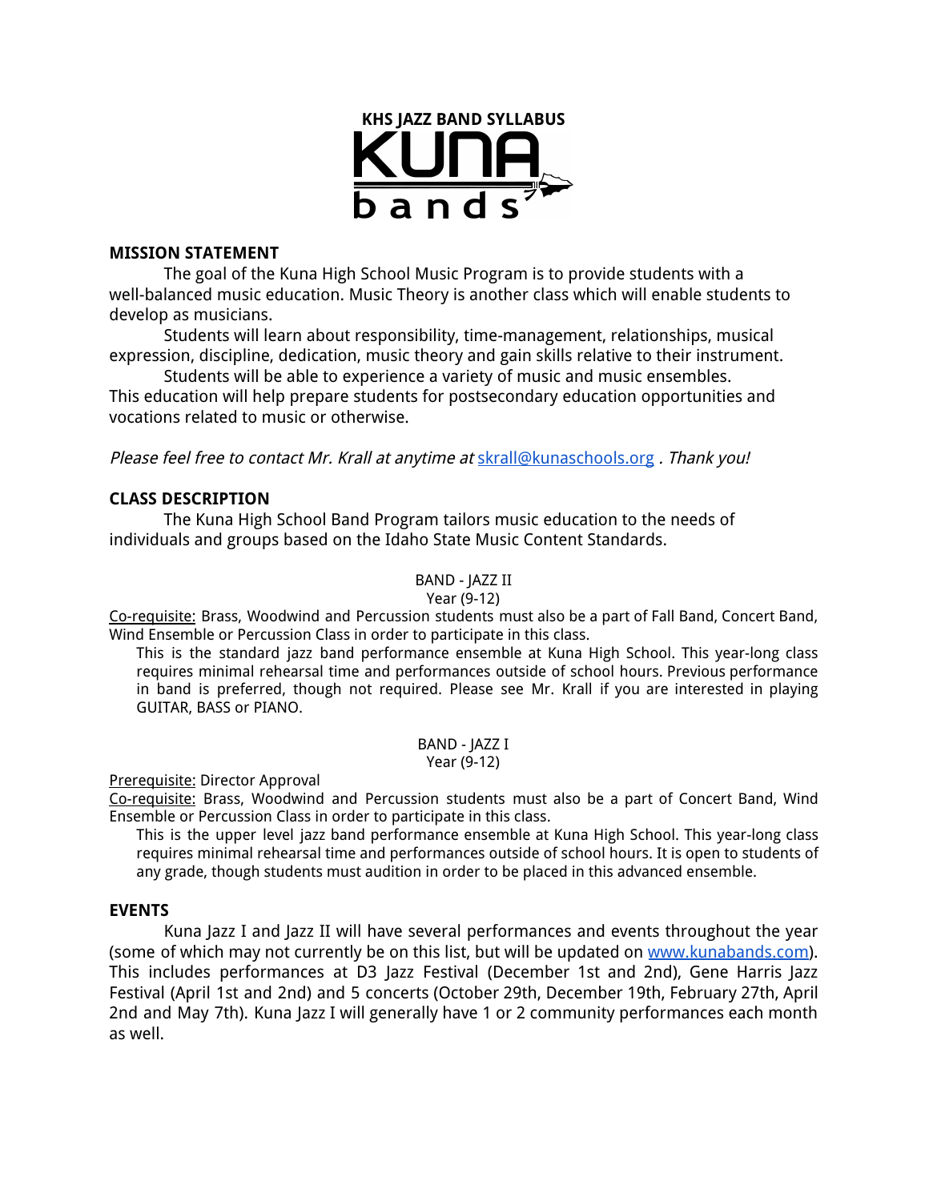# KHS JAZZ BAND SYLLABUS

KUNA bands

## MISSION STATEMENT

The goal of the Kuna High School Music Program is to provide students with a well-balanced music education. Music Theory is another class which will enable students to develop as musicians.

Students will learn about responsibility, time-management, relationships, musical expression, discipline, dedication, music theory and gain skills relative to their instrument.

Students will be able to experience a variety of music and music ensembles. This education will help prepare students for postsecondary education opportunities and vocations related to music or otherwise.

*Please feel free to contact Mr. Krall at anytime at* [skrall@kunaschools.org](mailto:skrall@kunaschools.org) . *Thank you!*

## CLASS DESCRIPTION

The Kuna High School Band Program tailors music education to the needs of individuals and groups based on the Idaho State Music Content Standards.

BAND - JAZZ II
Year (9-12)

Co-requisite: Brass, Woodwind and Percussion students must also be a part of Fall Band, Concert Band, Wind Ensemble or Percussion Class in order to participate in this class.

This is the standard jazz band performance ensemble at Kuna High School. This year-long class requires minimal rehearsal time and performances outside of school hours. Previous performance in band is preferred, though not required. Please see Mr. Krall if you are interested in playing GUITAR, BASS or PIANO.

BAND - JAZZ I
Year (9-12)

Prerequisite: Director Approval

Co-requisite: Brass, Woodwind and Percussion students must also be a part of Concert Band, Wind Ensemble or Percussion Class in order to participate in this class.

This is the upper level jazz band performance ensemble at Kuna High School. This year-long class requires minimal rehearsal time and performances outside of school hours. It is open to students of any grade, though students must audition in order to be placed in this advanced ensemble.

## EVENTS

Kuna Jazz I and Jazz II will have several performances and events throughout the year (some of which may not currently be on this list, but will be updated on [www.kunabands.com](http://www.kunabands.com)). This includes performances at D3 Jazz Festival (December 1st and 2nd), Gene Harris Jazz Festival (April 1st and 2nd) and 5 concerts (October 29th, December 19th, February 27th, April 2nd and May 7th). Kuna Jazz I will generally have 1 or 2 community performances each month as well.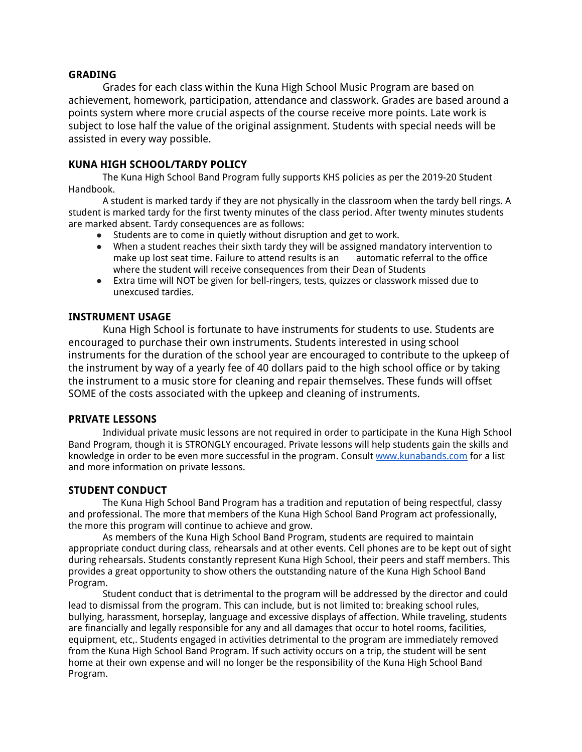## GRADING

Grades for each class within the Kuna High School Music Program are based on achievement, homework, participation, attendance and classwork. Grades are based around a points system where more crucial aspects of the course receive more points. Late work is subject to lose half the value of the original assignment. Students with special needs will be assisted in every way possible.

## KUNA HIGH SCHOOL/TARDY POLICY

The Kuna High School Band Program fully supports KHS policies as per the 2019-20 Student Handbook.

A student is marked tardy if they are not physically in the classroom when the tardy bell rings. A student is marked tardy for the first twenty minutes of the class period. After twenty minutes students are marked absent. Tardy consequences are as follows:

- Students are to come in quietly without disruption and get to work.
- When a student reaches their sixth tardy they will be assigned mandatory intervention to make up lost seat time. Failure to attend results is an automatic referral to the office where the student will receive consequences from their Dean of Students
- Extra time will NOT be given for bell-ringers, tests, quizzes or classwork missed due to unexcused tardies.

## INSTRUMENT USAGE

Kuna High School is fortunate to have instruments for students to use. Students are encouraged to purchase their own instruments. Students interested in using school instruments for the duration of the school year are encouraged to contribute to the upkeep of the instrument by way of a yearly fee of 40 dollars paid to the high school office or by taking the instrument to a music store for cleaning and repair themselves. These funds will offset SOME of the costs associated with the upkeep and cleaning of instruments.

## PRIVATE LESSONS

Individual private music lessons are not required in order to participate in the Kuna High School Band Program, though it is STRONGLY encouraged. Private lessons will help students gain the skills and knowledge in order to be even more successful in the program. Consult [www.kunabands.com](http://www.kunabands.com) for a list and more information on private lessons.

## STUDENT CONDUCT

The Kuna High School Band Program has a tradition and reputation of being respectful, classy and professional. The more that members of the Kuna High School Band Program act professionally, the more this program will continue to achieve and grow.

As members of the Kuna High School Band Program, students are required to maintain appropriate conduct during class, rehearsals and at other events. Cell phones are to be kept out of sight during rehearsals. Students constantly represent Kuna High School, their peers and staff members. This provides a great opportunity to show others the outstanding nature of the Kuna High School Band Program.

Student conduct that is detrimental to the program will be addressed by the director and could lead to dismissal from the program. This can include, but is not limited to: breaking school rules, bullying, harassment, horseplay, language and excessive displays of affection. While traveling, students are financially and legally responsible for any and all damages that occur to hotel rooms, facilities, equipment, etc,. Students engaged in activities detrimental to the program are immediately removed from the Kuna High School Band Program. If such activity occurs on a trip, the student will be sent home at their own expense and will no longer be the responsibility of the Kuna High School Band Program.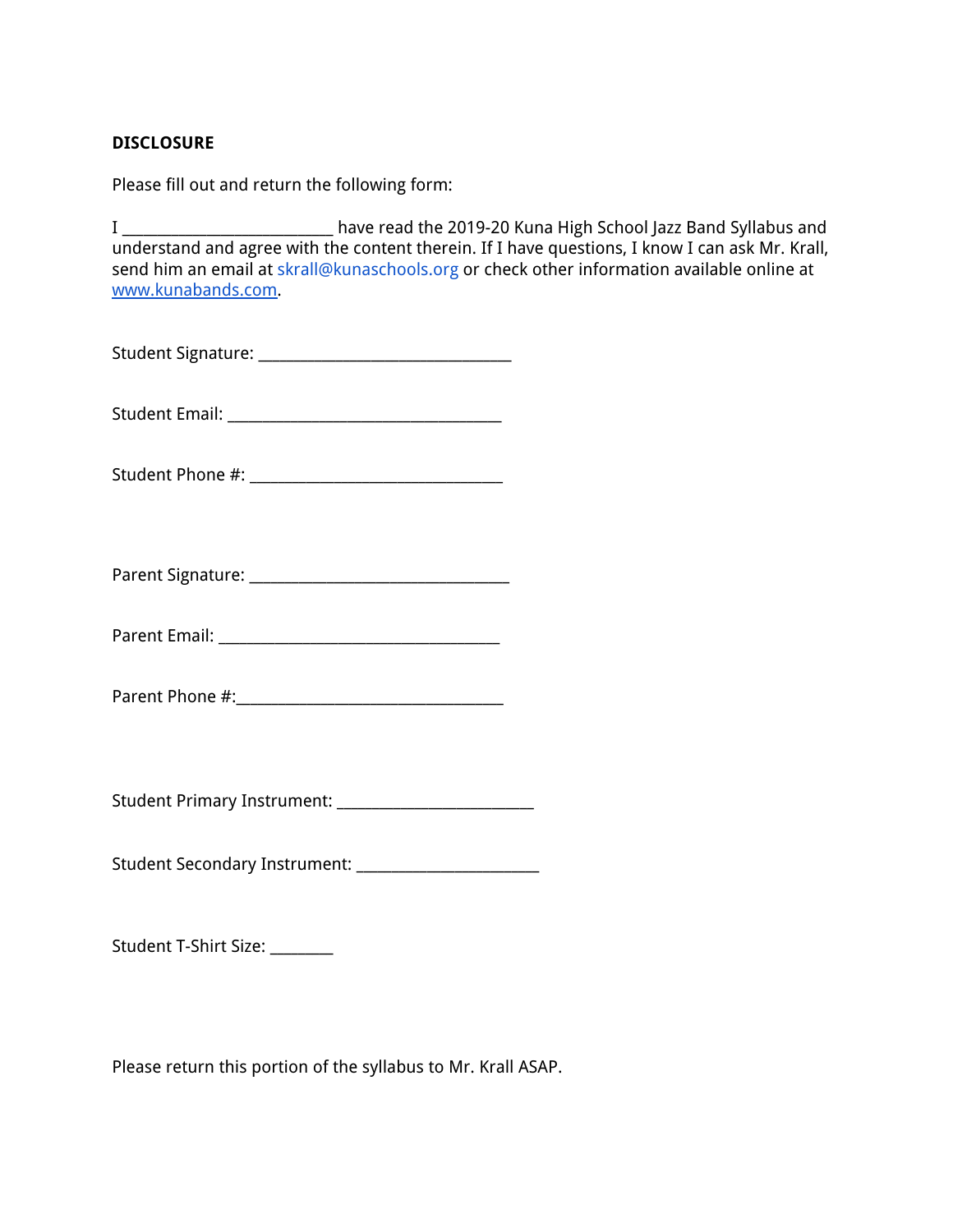**DISCLOSURE**

Please fill out and return the following form:

I _________________________ have read the 2019-20 Kuna High School Jazz Band Syllabus and understand and agree with the content therein. If I have questions, I know I can ask Mr. Krall, send him an email at skrall@kunaschools.org or check other information available online at www.kunabands.com.

Student Signature: ______________________________

Student Email: _________________________________

Student Phone #: ______________________________

Parent Signature: ______________________________

Parent Email: _________________________________

Parent Phone #:________________________________

Student Primary Instrument: _______________________

Student Secondary Instrument: _____________________

Student T-Shirt Size: _______

Please return this portion of the syllabus to Mr. Krall ASAP.